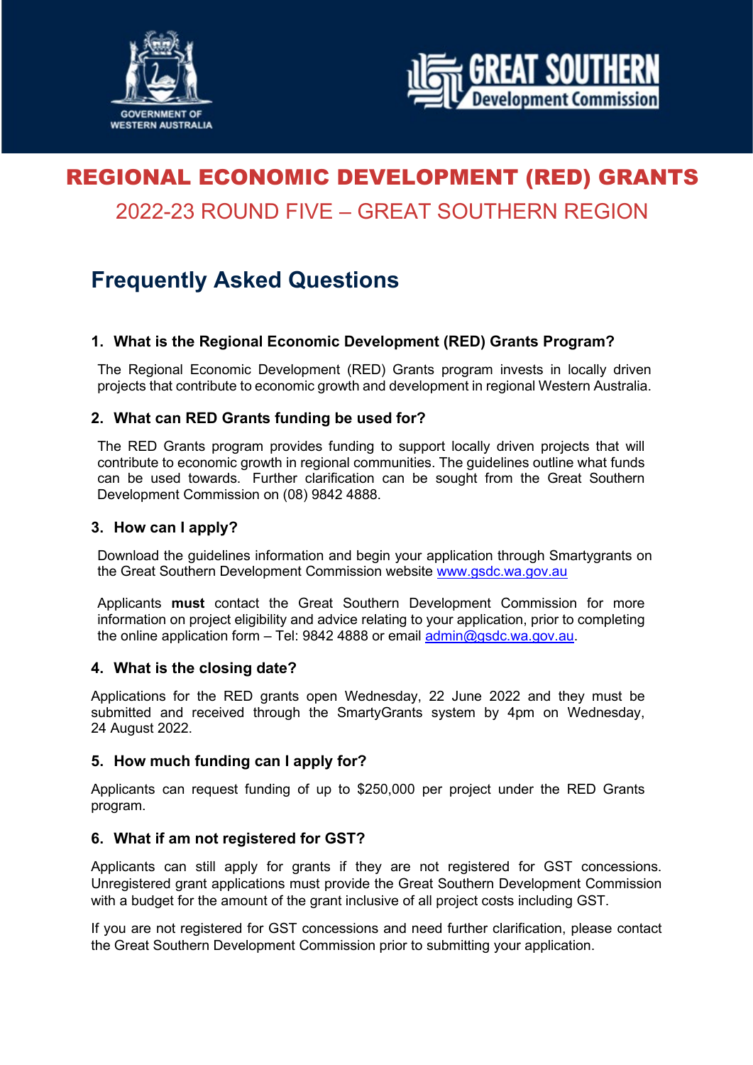# REGIONAL ECONOMIC DEVELOPMENT (RED) GRANTS

## 2022-23 ROUND FIVE – GREAT SOUTHERN REGION

## Frequently Asked Questions

### 1. What is the Regional Economic Development (RED) Grants Program?

The Regional Economic Development (RED) Grants program invests in locally driven projects that contribute to economic growth and development in regional Western Australia.

### 2. What can RED Grants funding be used for?

The RED Grants program provides funding to support locally driven projects that will contribute to economic growth in regional communities. The guidelines outline what funds can be used towards. Further clarification can be sought from the Great Southern Development Commission on (08) 9842 4888.

### 3. How can I apply?

Download the guidelines information and begin your application through Smartygrants on the Great Southern Development Commission website www.gsdc.wa.gov.au

Applicants **must** contact the Great Southern Development Commission for more information on project eligibility and advice relating to your application, prior to completing the online application form – Tel: 9842 4888 or email admin@gsdc.wa.gov.au.

### 4. What is the closing date?

Applications for the RED grants open Wednesday, 22 June 2022 and they must be submitted and received through the SmartyGrants system by 4pm on Wednesday, 24 August 2022.

### 5. How much funding can I apply for?

Applicants can request funding of up to $250,000 per project under the RED Grants program.

### 6. What if am not registered for GST?

Applicants can still apply for grants if they are not registered for GST concessions. Unregistered grant applications must provide the Great Southern Development Commission with a budget for the amount of the grant inclusive of all project costs including GST.

If you are not registered for GST concessions and need further clarification, please contact the Great Southern Development Commission prior to submitting your application.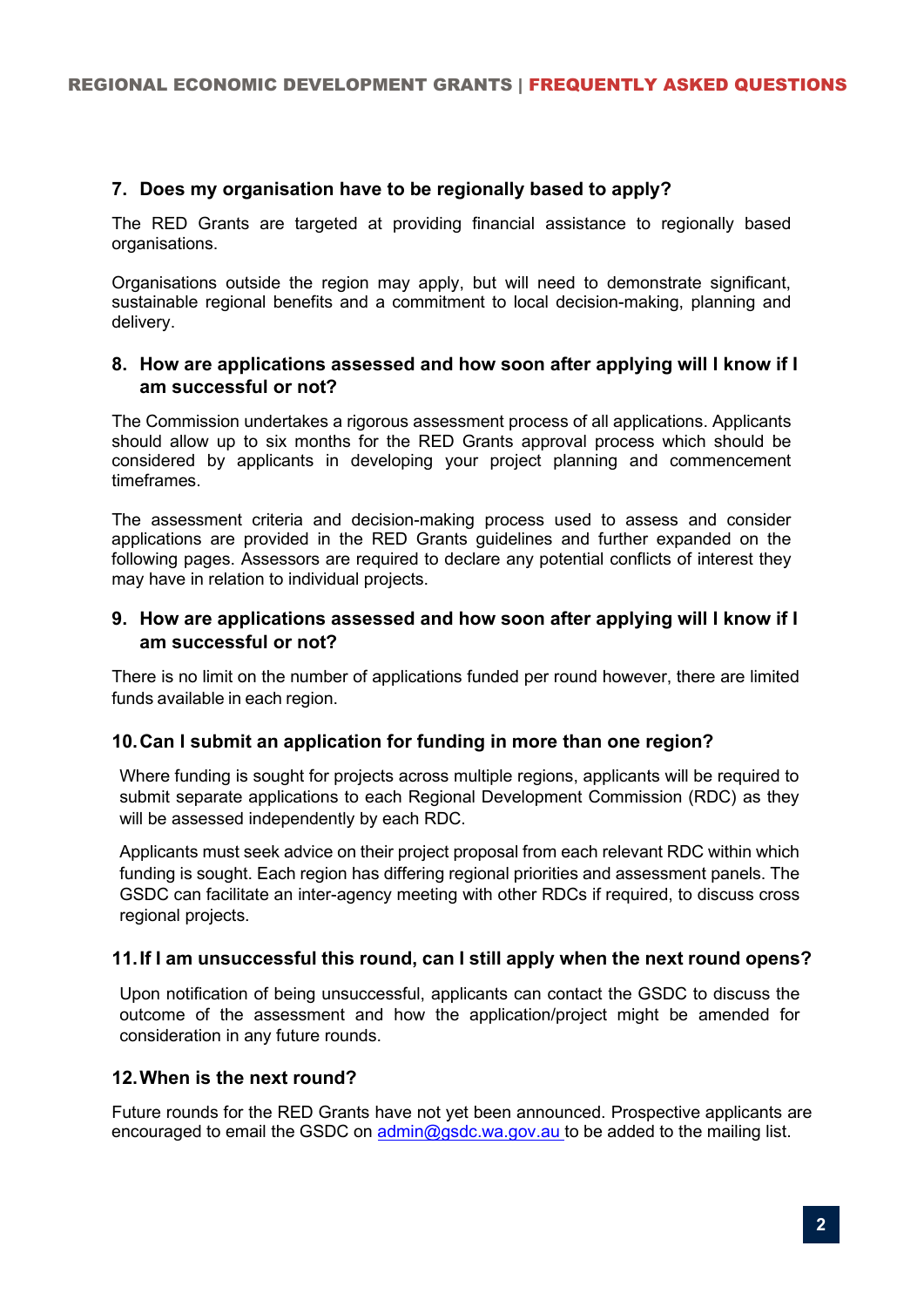### 7. Does my organisation have to be regionally based to apply?

The RED Grants are targeted at providing financial assistance to regionally based organisations.

Organisations outside the region may apply, but will need to demonstrate significant, sustainable regional benefits and a commitment to local decision-making, planning and delivery.

### 8. How are applications assessed and how soon after applying will I know if I am successful or not?

The Commission undertakes a rigorous assessment process of all applications. Applicants should allow up to six months for the RED Grants approval process which should be considered by applicants in developing your project planning and commencement timeframes.

The assessment criteria and decision-making process used to assess and consider applications are provided in the RED Grants guidelines and further expanded on the following pages. Assessors are required to declare any potential conflicts of interest they may have in relation to individual projects.

### 9. How are applications assessed and how soon after applying will I know if I am successful or not?

There is no limit on the number of applications funded per round however, there are limited funds available in each region.

### 10. Can I submit an application for funding in more than one region?

Where funding is sought for projects across multiple regions, applicants will be required to submit separate applications to each Regional Development Commission (RDC) as they will be assessed independently by each RDC.

Applicants must seek advice on their project proposal from each relevant RDC within which funding is sought. Each region has differing regional priorities and assessment panels. The GSDC can facilitate an inter-agency meeting with other RDCs if required, to discuss cross regional projects.

### 11. If I am unsuccessful this round, can I still apply when the next round opens?

Upon notification of being unsuccessful, applicants can contact the GSDC to discuss the outcome of the assessment and how the application/project might be amended for consideration in any future rounds.

### 12. When is the next round?

Future rounds for the RED Grants have not yet been announced. Prospective applicants are encouraged to email the GSDC on admin@gsdc.wa.gov.au to be added to the mailing list.